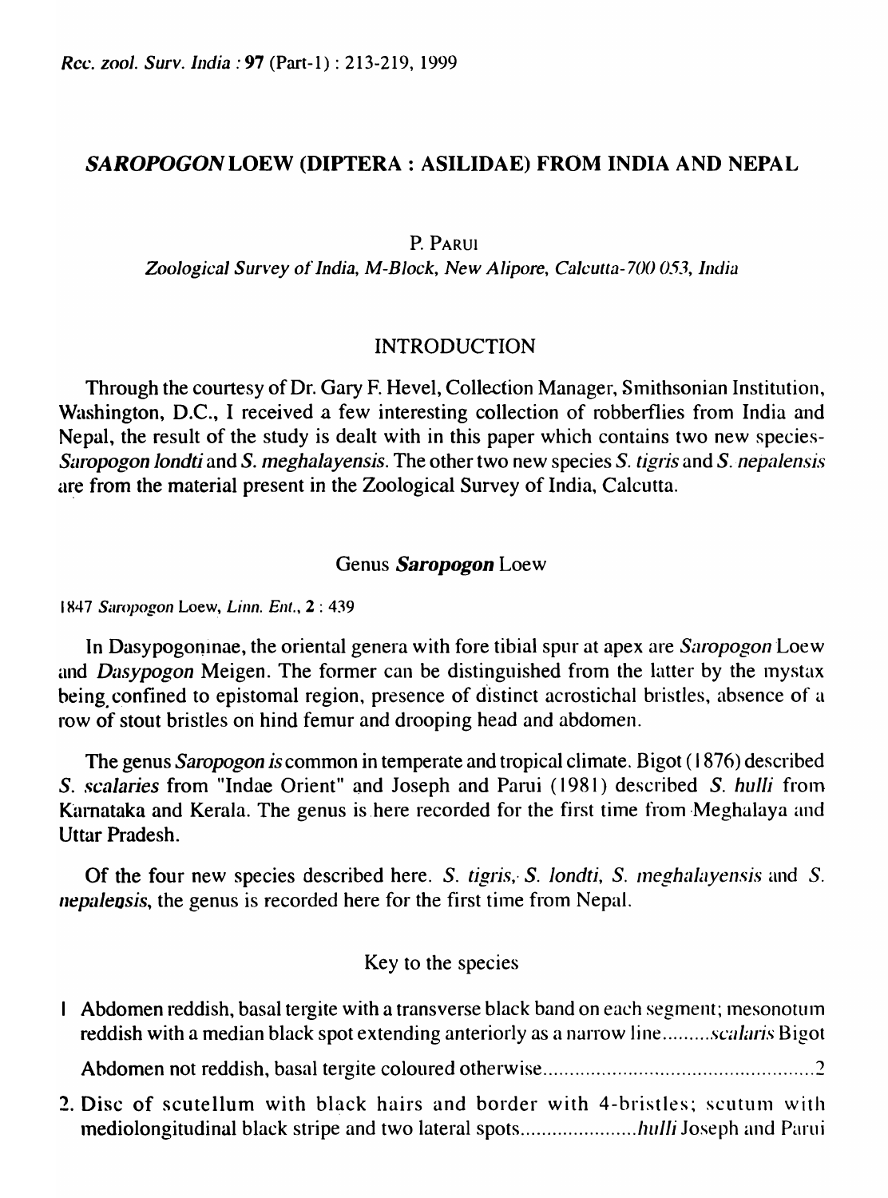# *SAROPOGON* LOEW (DIPTERA : ASILIDAE) FROM INDIA AND NEPAL

P. PARUI

*Zoological Survey of India, M-Block, New Alipore, Calcutta-700 053, India*

## INTRODUCTION

Through the courtesy of Dr. Gary F. Hevel, Collection Manager, Smithsonian Institution, Washington, D.C., I received a few interesting collection of robberflies from India and Nepal, the result of the study is dealt with in this paper which contains two new species-*Saropogon londti* and *S. meghalayensis*. The other two new species *S. tigris* and *S. nepalensis* are from the material present in the Zoological Survey of India, Calcutta.

## Genus *Saropogon* Loew

1847 *Saropogon* Loew, *Linn. Ent.*, **2** : 439

In Dasypogoninae, the oriental genera with fore tibial spur at apex are *Saropogon* Loew and *Dasypogon* Meigen. The former can be distinguished from the latter by the mystax being confined to epistomal region, presence of distinct acrostichal bristles, absence of a row of stout bristles on hind femur and drooping head and abdomen.

The genus *Saropogon* is common in temperate and tropical climate. Bigot (1876) described *S. scalaries* from "Indae Orient" and Joseph and Parui (1981) described *S. hulli* from Karnataka and Kerala. The genus is here recorded for the first time from Meghalaya and Uttar Pradesh.

Of the four new species described here. *S. tigris*, *S. londti*, *S. meghalayensis* and *S. nepalensis*, the genus is recorded here for the first time from Nepal.

### Key to the species

1 Abdomen reddish, basal tergite with a transverse black band on each segment; mesonotum reddish with a median black spot extending anteriorly as a narrow line.........*scalaris* Bigot

Abdomen not reddish, basal tergite coloured otherwise..................................................2

2. Disc of scutellum with black hairs and border with 4-bristles; scutum with mediolongitudinal black stripe and two lateral spots......................*hulli* Joseph and Parui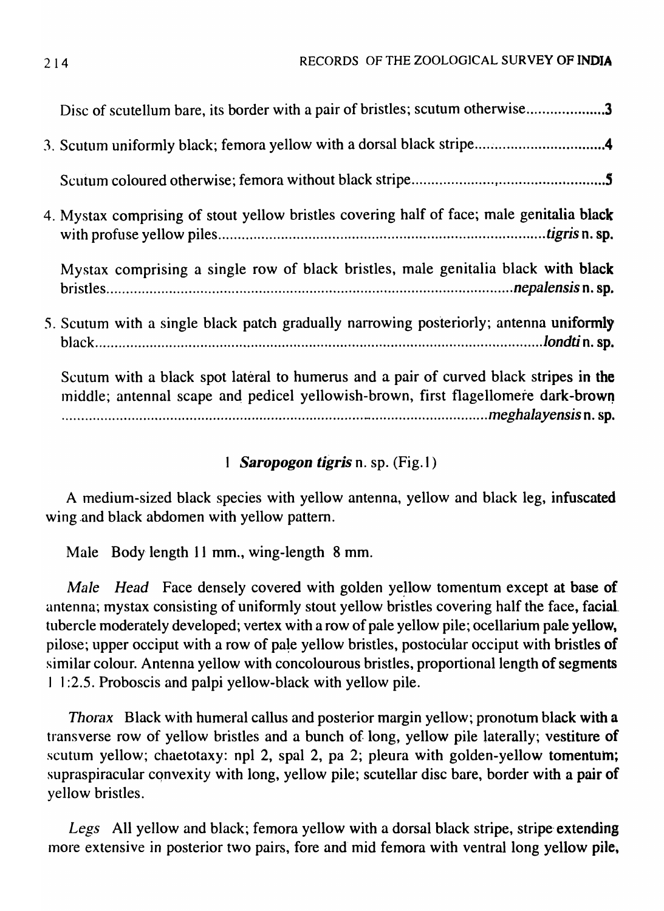Disc of scutellum bare, its border with a pair of bristles; scutum otherwise....................3

3. Scutum uniformly black; femora yellow with a dorsal black stripe.................................4

   Scutum coloured otherwise; femora without black stripe..............................................5

4. Mystax comprising of stout yellow bristles covering half of face; male genitalia black with profuse yellow piles........................................................................................*tigris* **n. sp.**

   Mystax comprising a single row of black bristles, male genitalia black with black bristles..........................................................................................................*nepalensis* **n. sp.**

5. Scutum with a single black patch gradually narrowing posteriorly; antenna uniformly black..............................................................................................................*londti* **n. sp.**

   Scutum with a black spot lateral to humerus and a pair of curved black stripes in the middle; antennal scape and pedicel yellowish-brown, first flagellomere dark-brown ....................................................................................................*meghalayensis* **n. sp.**

### 1 ***Saropogon tigris*** n. sp. (Fig.1)

A medium-sized black species with yellow antenna, yellow and black leg, infuscated wing and black abdomen with yellow pattern.

Male Body length 11 mm., wing-length 8 mm.

*Male Head* Face densely covered with golden yellow tomentum except at base of antenna; mystax consisting of uniformly stout yellow bristles covering half the face, facial tubercle moderately developed; vertex with a row of pale yellow pile; ocellarium pale yellow, pilose; upper occiput with a row of pale yellow bristles, postocular occiput with bristles of similar colour. Antenna yellow with concolourous bristles, proportional length of segments 1 1:2.5. Proboscis and palpi yellow-black with yellow pile.

*Thorax* Black with humeral callus and posterior margin yellow; pronotum black with a transverse row of yellow bristles and a bunch of long, yellow pile laterally; vestiture of scutum yellow; chaetotaxy: npl 2, spal 2, pa 2; pleura with golden-yellow tomentum; supraspiracular convexity with long, yellow pile; scutellar disc bare, border with a pair of yellow bristles.

*Legs* All yellow and black; femora yellow with a dorsal black stripe, stripe extending more extensive in posterior two pairs, fore and mid femora with ventral long yellow pile,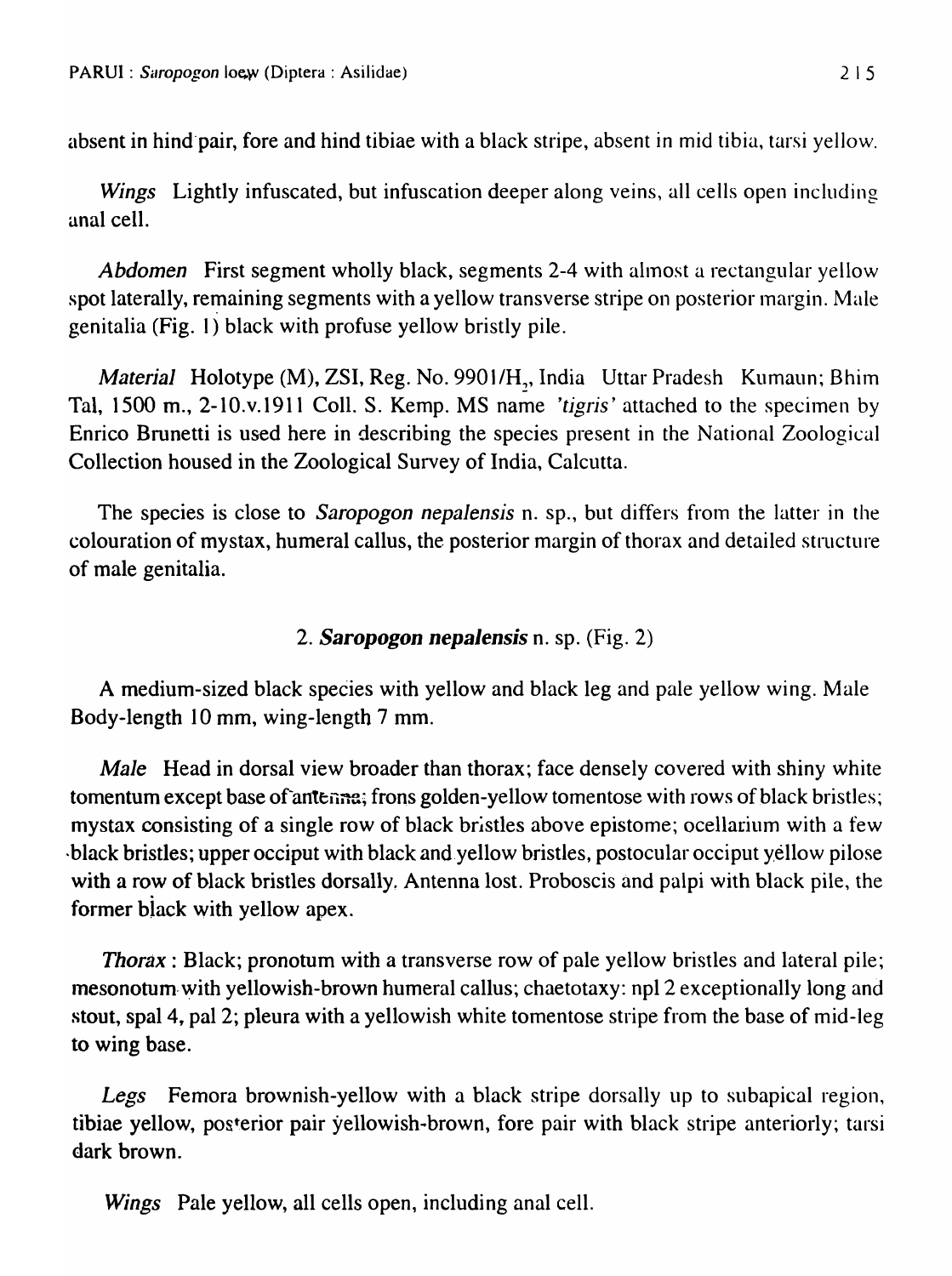absent in hind pair, fore and hind tibiae with a black stripe, absent in mid tibia, tarsi yellow.

*Wings* Lightly infuscated, but infuscation deeper along veins, all cells open including anal cell.

*Abdomen* First segment wholly black, segments 2-4 with almost a rectangular yellow spot laterally, remaining segments with a yellow transverse stripe on posterior margin. Male genitalia (Fig. 1) black with profuse yellow bristly pile.

*Material* Holotype (M), ZSI, Reg. No. 9901/$H_2$, India Uttar Pradesh Kumaun; Bhim Tal, 1500 m., 2-10.v.1911 Coll. S. Kemp. MS name *'tigris'* attached to the specimen by Enrico Brunetti is used here in describing the species present in the National Zoological Collection housed in the Zoological Survey of India, Calcutta.

The species is close to *Saropogon nepalensis* n. sp., but differs from the latter in the colouration of mystax, humeral callus, the posterior margin of thorax and detailed structure of male genitalia.

### 2. *Saropogon nepalensis* n. sp. (Fig. 2)

A medium-sized black species with yellow and black leg and pale yellow wing. Male Body-length 10 mm, wing-length 7 mm.

*Male* Head in dorsal view broader than thorax; face densely covered with shiny white tomentum except base of antenna; frons golden-yellow tomentose with rows of black bristles; mystax consisting of a single row of black bristles above epistome; ocellarium with a few black bristles; upper occiput with black and yellow bristles, postocular occiput yellow pilose with a row of black bristles dorsally. Antenna lost. Proboscis and palpi with black pile, the former black with yellow apex.

*Thorax* : Black; pronotum with a transverse row of pale yellow bristles and lateral pile; mesonotum with yellowish-brown humeral callus; chaetotaxy: npl 2 exceptionally long and stout, spal 4, pal 2; pleura with a yellowish white tomentose stripe from the base of mid-leg to wing base.

*Legs* Femora brownish-yellow with a black stripe dorsally up to subapical region, tibiae yellow, posterior pair yellowish-brown, fore pair with black stripe anteriorly; tarsi dark brown.

*Wings* Pale yellow, all cells open, including anal cell.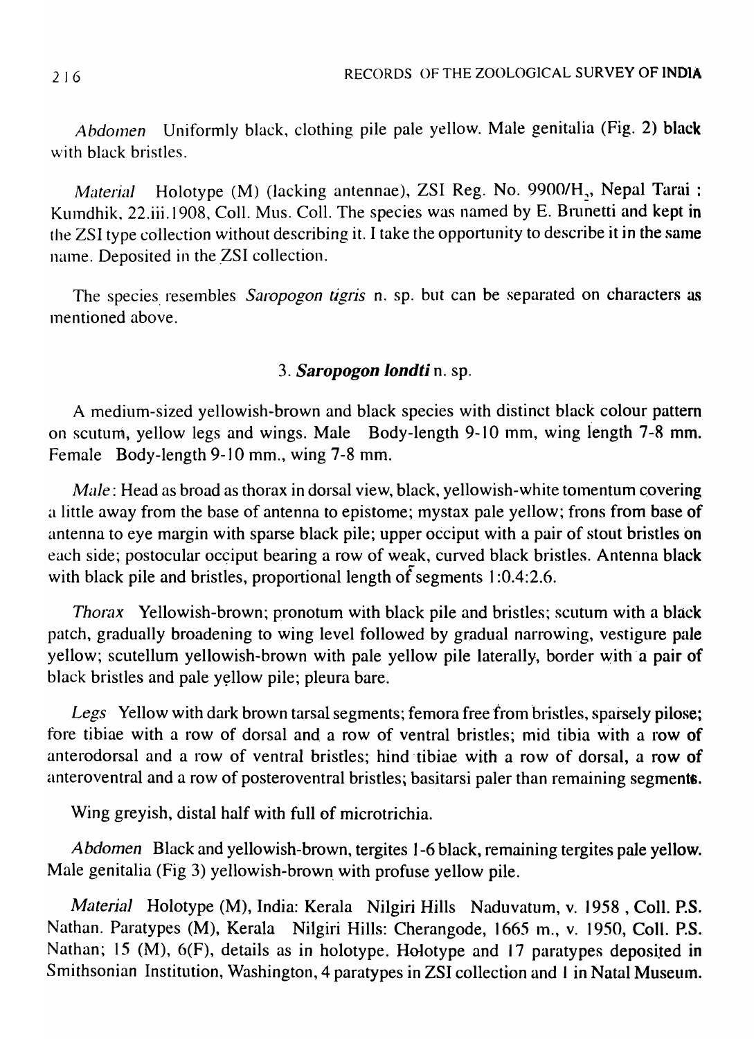*Abdomen* Uniformly black, clothing pile pale yellow. Male genitalia (Fig. 2) black with black bristles.

*Material* Holotype (M) (lacking antennae), ZSI Reg. No. 9900/$H_2$, Nepal Tarai : Kumdhik, 22.iii.1908, Coll. Mus. Coll. The species was named by E. Brunetti and kept in the ZSI type collection without describing it. I take the opportunity to describe it in the same name. Deposited in the ZSI collection.

The species resembles *Saropogon tigris* n. sp. but can be separated on characters as mentioned above.

### 3. *Saropogon londti* n. sp.

A medium-sized yellowish-brown and black species with distinct black colour pattern on scutum, yellow legs and wings. Male Body-length 9-10 mm, wing length 7-8 mm. Female Body-length 9-10 mm., wing 7-8 mm.

*Male*: Head as broad as thorax in dorsal view, black, yellowish-white tomentum covering a little away from the base of antenna to epistome; mystax pale yellow; frons from base of antenna to eye margin with sparse black pile; upper occiput with a pair of stout bristles on each side; postocular occiput bearing a row of weak, curved black bristles. Antenna black with black pile and bristles, proportional length of segments 1:0.4:2.6.

*Thorax* Yellowish-brown; pronotum with black pile and bristles; scutum with a black patch, gradually broadening to wing level followed by gradual narrowing, vestigure pale yellow; scutellum yellowish-brown with pale yellow pile laterally, border with a pair of black bristles and pale yellow pile; pleura bare.

*Legs* Yellow with dark brown tarsal segments; femora free from bristles, sparsely pilose; fore tibiae with a row of dorsal and a row of ventral bristles; mid tibia with a row of anterodorsal and a row of ventral bristles; hind tibiae with a row of dorsal, a row of anteroventral and a row of posteroventral bristles; basitarsi paler than remaining segments.

Wing greyish, distal half with full of microtrichia.

*Abdomen* Black and yellowish-brown, tergites 1-6 black, remaining tergites pale yellow. Male genitalia (Fig 3) yellowish-brown with profuse yellow pile.

*Material* Holotype (M), India: Kerala Nilgiri Hills Naduvatum, v. 1958 , Coll. P.S. Nathan. Paratypes (M), Kerala Nilgiri Hills: Cherangode, 1665 m., v. 1950, Coll. P.S. Nathan; 15 (M), 6(F), details as in holotype. Holotype and 17 paratypes deposited in Smithsonian Institution, Washington, 4 paratypes in ZSI collection and 1 in Natal Museum.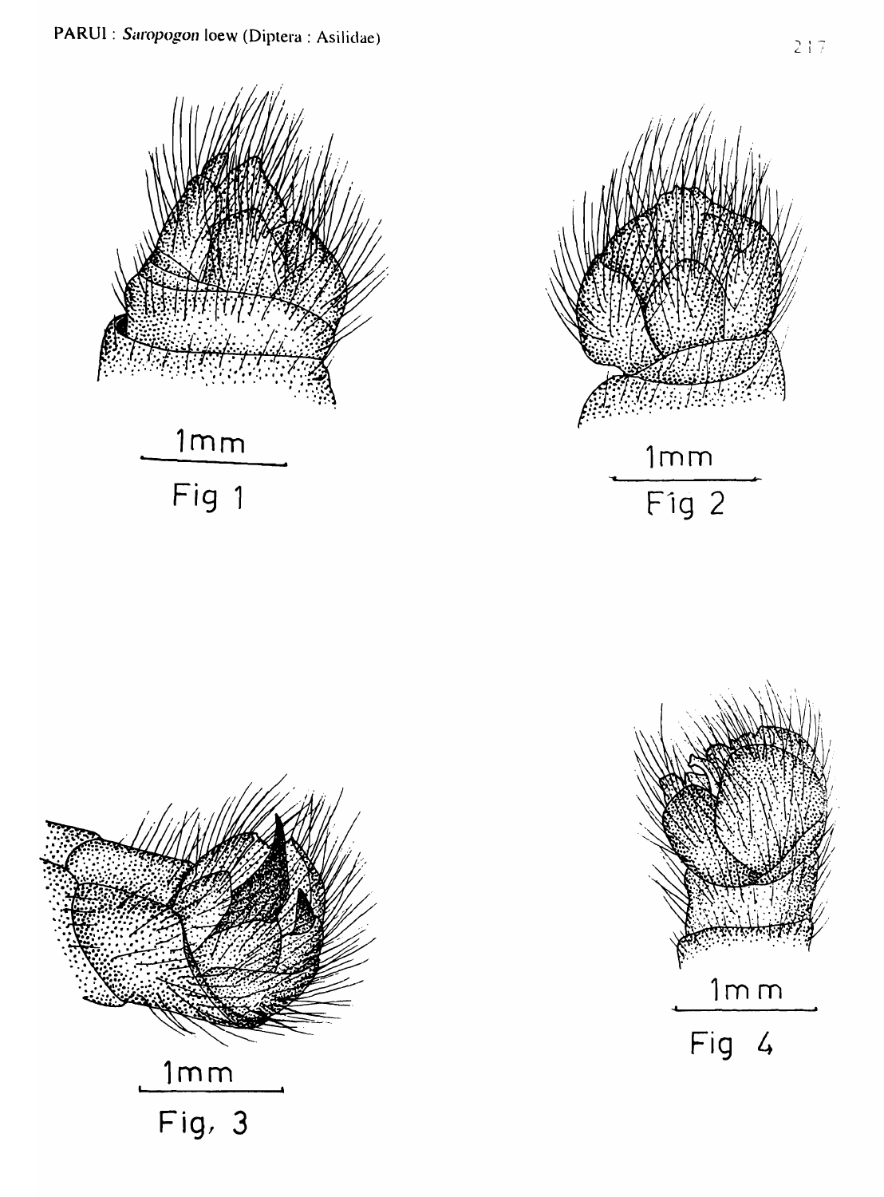1mm

Fig 1

1mm

Fig 2

1mm

Fig, 3

1mm

Fig 4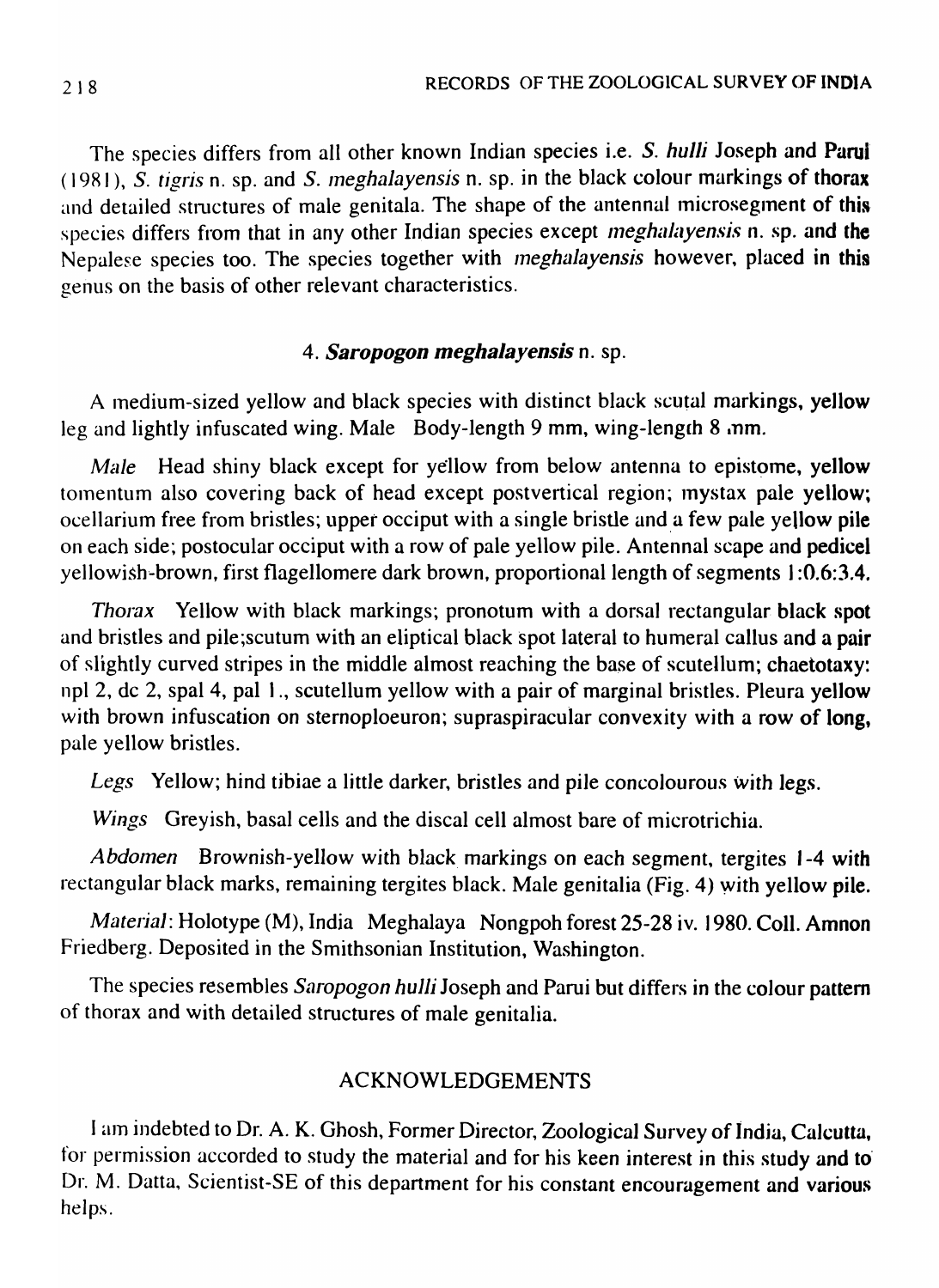The species differs from all other known Indian species i.e. *S. hulli* Joseph and Parui (1981), *S. tigris* n. sp. and *S. meghalayensis* n. sp. in the black colour markings of thorax and detailed structures of male genitala. The shape of the antennal microsegment of this species differs from that in any other Indian species except *meghalayensis* n. sp. and the Nepalese species too. The species together with *meghalayensis* however, placed in this genus on the basis of other relevant characteristics.

### 4. ***Saropogon meghalayensis*** n. sp.

A medium-sized yellow and black species with distinct black scutal markings, yellow leg and lightly infuscated wing. Male Body-length 9 mm, wing-length 8 mm.

*Male* Head shiny black except for yellow from below antenna to epistome, yellow tomentum also covering back of head except postvertical region; mystax pale yellow; ocellarium free from bristles; upper occiput with a single bristle and a few pale yellow pile on each side; postocular occiput with a row of pale yellow pile. Antennal scape and pedicel yellowish-brown, first flagellomere dark brown, proportional length of segments 1:0.6:3.4.

*Thorax* Yellow with black markings; pronotum with a dorsal rectangular black spot and bristles and pile;scutum with an eliptical black spot lateral to humeral callus and a pair of slightly curved stripes in the middle almost reaching the base of scutellum; chaetotaxy: npl 2, dc 2, spal 4, pal 1., scutellum yellow with a pair of marginal bristles. Pleura yellow with brown infuscation on sternoploeuron; supraspiracular convexity with a row of long, pale yellow bristles.

*Legs* Yellow; hind tibiae a little darker, bristles and pile concolourous with legs.

*Wings* Greyish, basal cells and the discal cell almost bare of microtrichia.

*Abdomen* Brownish-yellow with black markings on each segment, tergites 1-4 with rectangular black marks, remaining tergites black. Male genitalia (Fig. 4) with yellow pile.

*Material*: Holotype (M), India Meghalaya Nongpoh forest 25-28 iv. 1980. Coll. Amnon Friedberg. Deposited in the Smithsonian Institution, Washington.

The species resembles *Saropogon hulli* Joseph and Parui but differs in the colour pattern of thorax and with detailed structures of male genitalia.

## ACKNOWLEDGEMENTS

I am indebted to Dr. A. K. Ghosh, Former Director, Zoological Survey of India, Calcutta, for permission accorded to study the material and for his keen interest in this study and to Dr. M. Datta, Scientist-SE of this department for his constant encouragement and various helps.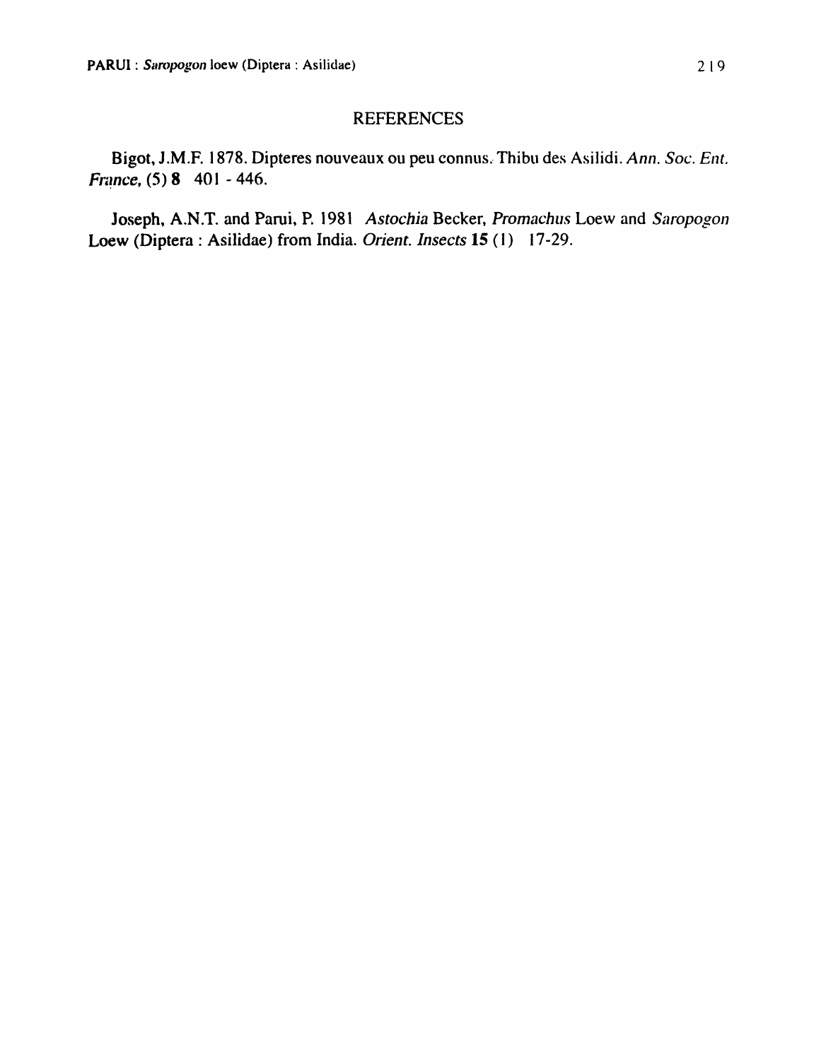## REFERENCES

**Bigot, J.M.F.** 1878. Dipteres nouveaux ou peu connus. Thibu des Asilidi. *Ann. Soc. Ent. France,* (5) **8** 401 - 446.

**Joseph, A.N.T. and Parui, P.** 1981 *Astochia* Becker, *Promachus* Loew and *Saropogon* Loew (Diptera : Asilidae) from India. *Orient. Insects* **15** (1) 17-29.